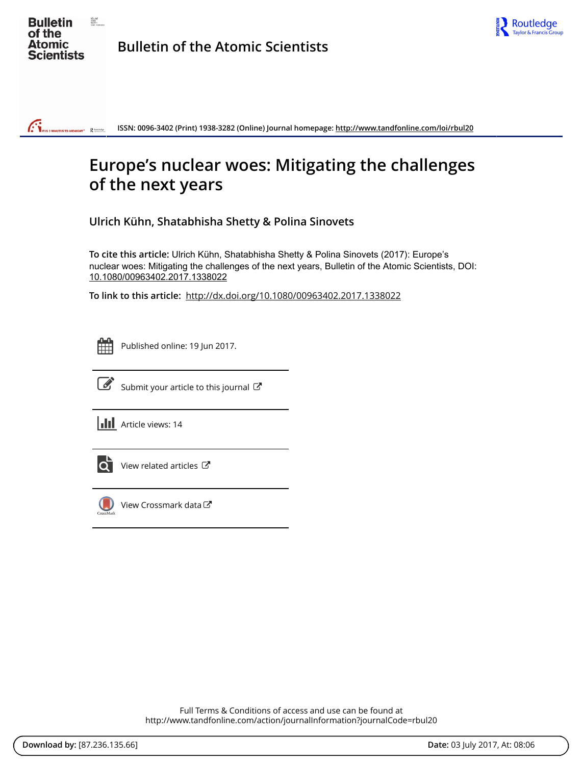**Bulletin of the Atomic Scientists**

ISSN: 0096-3402 (Print) 1938-3282 (Online) Journal homepage: http://www.tandfonline.com/loi/rbul20

# Europe's nuclear woes: Mitigating the challenges of the next years

**Ulrich Kühn, Shatabhisha Shetty & Polina Sinovets**

**To cite this article:** Ulrich Kühn, Shatabhisha Shetty & Polina Sinovets (2017): Europe's nuclear woes: Mitigating the challenges of the next years, Bulletin of the Atomic Scientists, DOI: 10.1080/00963402.2017.1338022

**To link to this article:** http://dx.doi.org/10.1080/00963402.2017.1338022

Published online: 19 Jun 2017.

Submit your article to this journal

Article views: 14

View related articles

View Crossmark data

Full Terms & Conditions of access and use can be found at
http://www.tandfonline.com/action/journalInformation?journalCode=rbul20

**Download by:** [87.236.135.66] **Date:** 03 July 2017, At: 08:06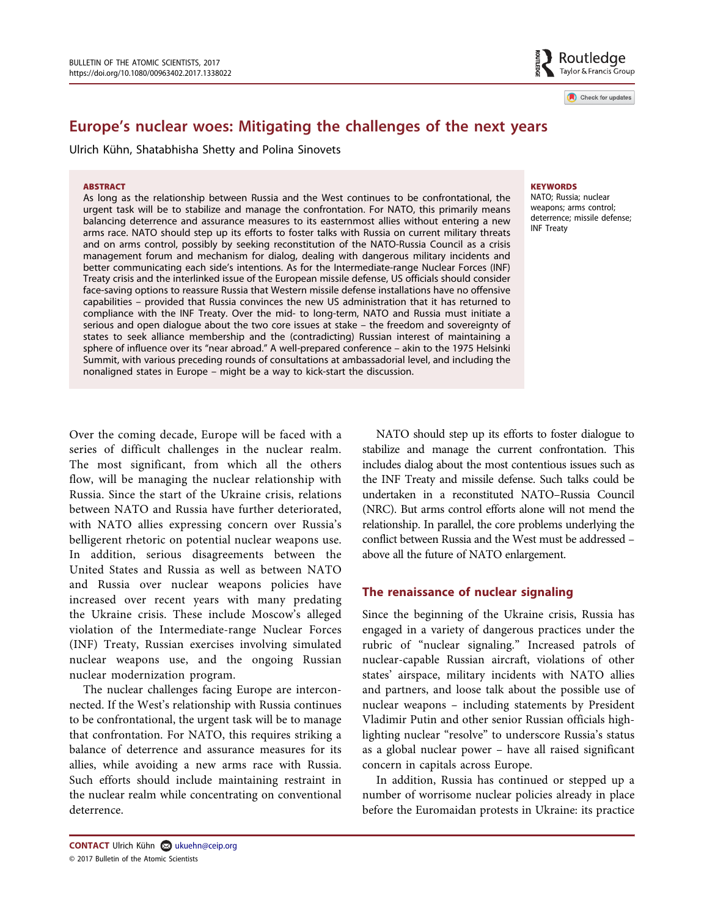# Europe's nuclear woes: Mitigating the challenges of the next years

Ulrich Kühn, Shatabhisha Shetty and Polina Sinovets

**ABSTRACT**

As long as the relationship between Russia and the West continues to be confrontational, the urgent task will be to stabilize and manage the confrontation. For NATO, this primarily means balancing deterrence and assurance measures to its easternmost allies without entering a new arms race. NATO should step up its efforts to foster talks with Russia on current military threats and on arms control, possibly by seeking reconstitution of the NATO-Russia Council as a crisis management forum and mechanism for dialog, dealing with dangerous military incidents and better communicating each side's intentions. As for the Intermediate-range Nuclear Forces (INF) Treaty crisis and the interlinked issue of the European missile defense, US officials should consider face-saving options to reassure Russia that Western missile defense installations have no offensive capabilities – provided that Russia convinces the new US administration that it has returned to compliance with the INF Treaty. Over the mid- to long-term, NATO and Russia must initiate a serious and open dialogue about the two core issues at stake – the freedom and sovereignty of states to seek alliance membership and the (contradicting) Russian interest of maintaining a sphere of influence over its "near abroad." A well-prepared conference – akin to the 1975 Helsinki Summit, with various preceding rounds of consultations at ambassadorial level, and including the nonaligned states in Europe – might be a way to kick-start the discussion.

**KEYWORDS**

NATO; Russia; nuclear weapons; arms control; deterrence; missile defense; INF Treaty

Over the coming decade, Europe will be faced with a series of difficult challenges in the nuclear realm. The most significant, from which all the others flow, will be managing the nuclear relationship with Russia. Since the start of the Ukraine crisis, relations between NATO and Russia have further deteriorated, with NATO allies expressing concern over Russia's belligerent rhetoric on potential nuclear weapons use. In addition, serious disagreements between the United States and Russia as well as between NATO and Russia over nuclear weapons policies have increased over recent years with many predating the Ukraine crisis. These include Moscow's alleged violation of the Intermediate-range Nuclear Forces (INF) Treaty, Russian exercises involving simulated nuclear weapons use, and the ongoing Russian nuclear modernization program.

The nuclear challenges facing Europe are interconnected. If the West's relationship with Russia continues to be confrontational, the urgent task will be to manage that confrontation. For NATO, this requires striking a balance of deterrence and assurance measures for its allies, while avoiding a new arms race with Russia. Such efforts should include maintaining restraint in the nuclear realm while concentrating on conventional deterrence.

NATO should step up its efforts to foster dialogue to stabilize and manage the current confrontation. This includes dialog about the most contentious issues such as the INF Treaty and missile defense. Such talks could be undertaken in a reconstituted NATO–Russia Council (NRC). But arms control efforts alone will not mend the relationship. In parallel, the core problems underlying the conflict between Russia and the West must be addressed – above all the future of NATO enlargement.

## The renaissance of nuclear signaling

Since the beginning of the Ukraine crisis, Russia has engaged in a variety of dangerous practices under the rubric of "nuclear signaling." Increased patrols of nuclear-capable Russian aircraft, violations of other states' airspace, military incidents with NATO allies and partners, and loose talk about the possible use of nuclear weapons – including statements by President Vladimir Putin and other senior Russian officials highlighting nuclear "resolve" to underscore Russia's status as a global nuclear power – have all raised significant concern in capitals across Europe.

In addition, Russia has continued or stepped up a number of worrisome nuclear policies already in place before the Euromaidan protests in Ukraine: its practice

**CONTACT** Ulrich Kühn ukuehn@ceip.org

© 2017 Bulletin of the Atomic Scientists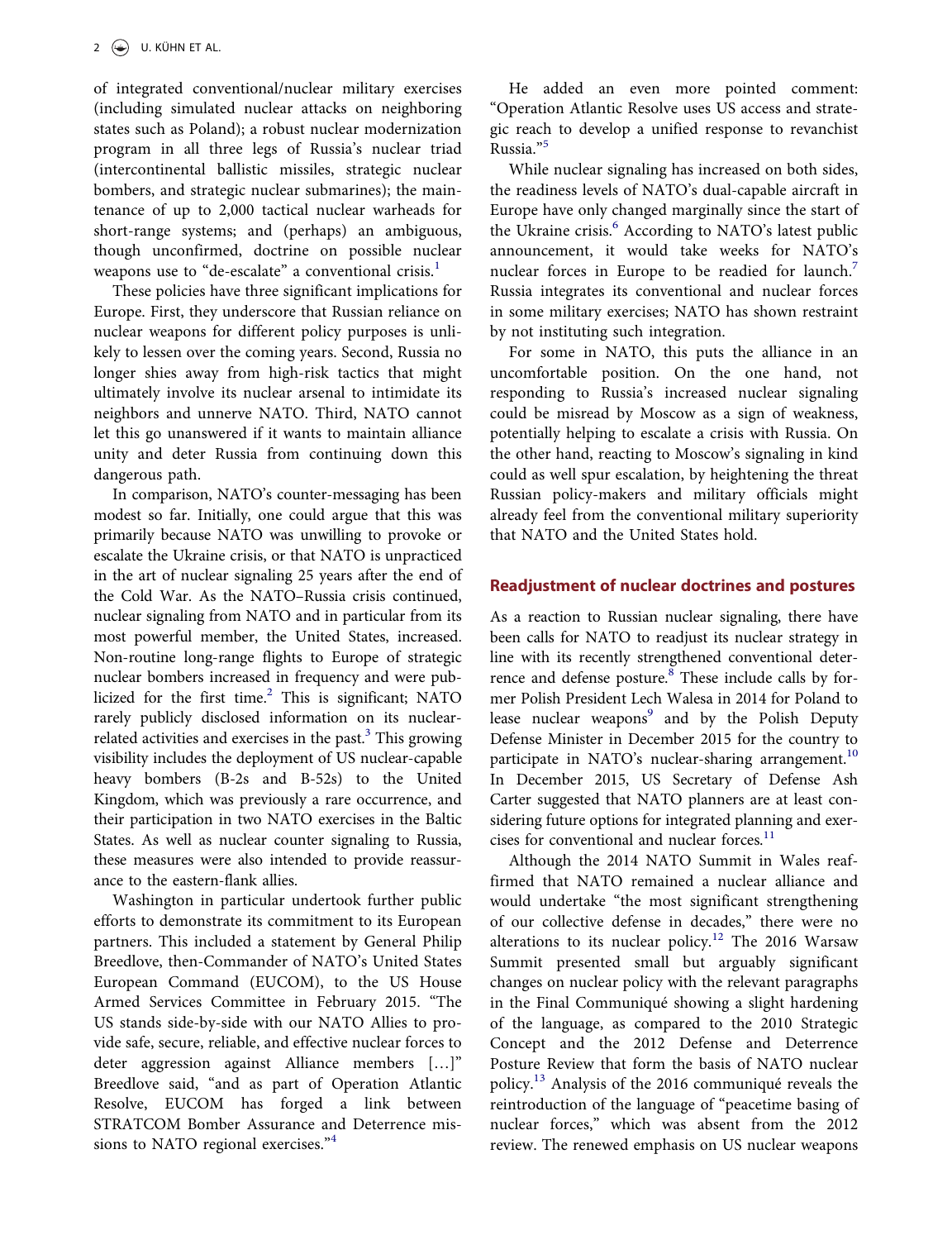of integrated conventional/nuclear military exercises (including simulated nuclear attacks on neighboring states such as Poland); a robust nuclear modernization program in all three legs of Russia's nuclear triad (intercontinental ballistic missiles, strategic nuclear bombers, and strategic nuclear submarines); the maintenance of up to 2,000 tactical nuclear warheads for short-range systems; and (perhaps) an ambiguous, though unconfirmed, doctrine on possible nuclear weapons use to "de-escalate" a conventional crisis.[1]

These policies have three significant implications for Europe. First, they underscore that Russian reliance on nuclear weapons for different policy purposes is unlikely to lessen over the coming years. Second, Russia no longer shies away from high-risk tactics that might ultimately involve its nuclear arsenal to intimidate its neighbors and unnerve NATO. Third, NATO cannot let this go unanswered if it wants to maintain alliance unity and deter Russia from continuing down this dangerous path.

In comparison, NATO's counter-messaging has been modest so far. Initially, one could argue that this was primarily because NATO was unwilling to provoke or escalate the Ukraine crisis, or that NATO is unpracticed in the art of nuclear signaling 25 years after the end of the Cold War. As the NATO–Russia crisis continued, nuclear signaling from NATO and in particular from its most powerful member, the United States, increased. Non-routine long-range flights to Europe of strategic nuclear bombers increased in frequency and were publicized for the first time.[2] This is significant; NATO rarely publicly disclosed information on its nuclear-related activities and exercises in the past.[3] This growing visibility includes the deployment of US nuclear-capable heavy bombers (B-2s and B-52s) to the United Kingdom, which was previously a rare occurrence, and their participation in two NATO exercises in the Baltic States. As well as nuclear counter signaling to Russia, these measures were also intended to provide reassurance to the eastern-flank allies.

Washington in particular undertook further public efforts to demonstrate its commitment to its European partners. This included a statement by General Philip Breedlove, then-Commander of NATO's United States European Command (EUCOM), to the US House Armed Services Committee in February 2015. "The US stands side-by-side with our NATO Allies to provide safe, secure, reliable, and effective nuclear forces to deter aggression against Alliance members […]" Breedlove said, "and as part of Operation Atlantic Resolve, EUCOM has forged a link between STRATCOM Bomber Assurance and Deterrence missions to NATO regional exercises."[4]

He added an even more pointed comment: "Operation Atlantic Resolve uses US access and strategic reach to develop a unified response to revanchist Russia."[5]

While nuclear signaling has increased on both sides, the readiness levels of NATO's dual-capable aircraft in Europe have only changed marginally since the start of the Ukraine crisis.[6] According to NATO's latest public announcement, it would take weeks for NATO's nuclear forces in Europe to be readied for launch.[7] Russia integrates its conventional and nuclear forces in some military exercises; NATO has shown restraint by not instituting such integration.

For some in NATO, this puts the alliance in an uncomfortable position. On the one hand, not responding to Russia's increased nuclear signaling could be misread by Moscow as a sign of weakness, potentially helping to escalate a crisis with Russia. On the other hand, reacting to Moscow's signaling in kind could as well spur escalation, by heightening the threat Russian policy-makers and military officials might already feel from the conventional military superiority that NATO and the United States hold.

## Readjustment of nuclear doctrines and postures

As a reaction to Russian nuclear signaling, there have been calls for NATO to readjust its nuclear strategy in line with its recently strengthened conventional deterrence and defense posture.[8] These include calls by former Polish President Lech Walesa in 2014 for Poland to lease nuclear weapons[9] and by the Polish Deputy Defense Minister in December 2015 for the country to participate in NATO's nuclear-sharing arrangement.[10] In December 2015, US Secretary of Defense Ash Carter suggested that NATO planners are at least considering future options for integrated planning and exercises for conventional and nuclear forces.[11]

Although the 2014 NATO Summit in Wales reaffirmed that NATO remained a nuclear alliance and would undertake "the most significant strengthening of our collective defense in decades," there were no alterations to its nuclear policy.[12] The 2016 Warsaw Summit presented small but arguably significant changes on nuclear policy with the relevant paragraphs in the Final Communiqué showing a slight hardening of the language, as compared to the 2010 Strategic Concept and the 2012 Defense and Deterrence Posture Review that form the basis of NATO nuclear policy.[13] Analysis of the 2016 communiqué reveals the reintroduction of the language of "peacetime basing of nuclear forces," which was absent from the 2012 review. The renewed emphasis on US nuclear weapons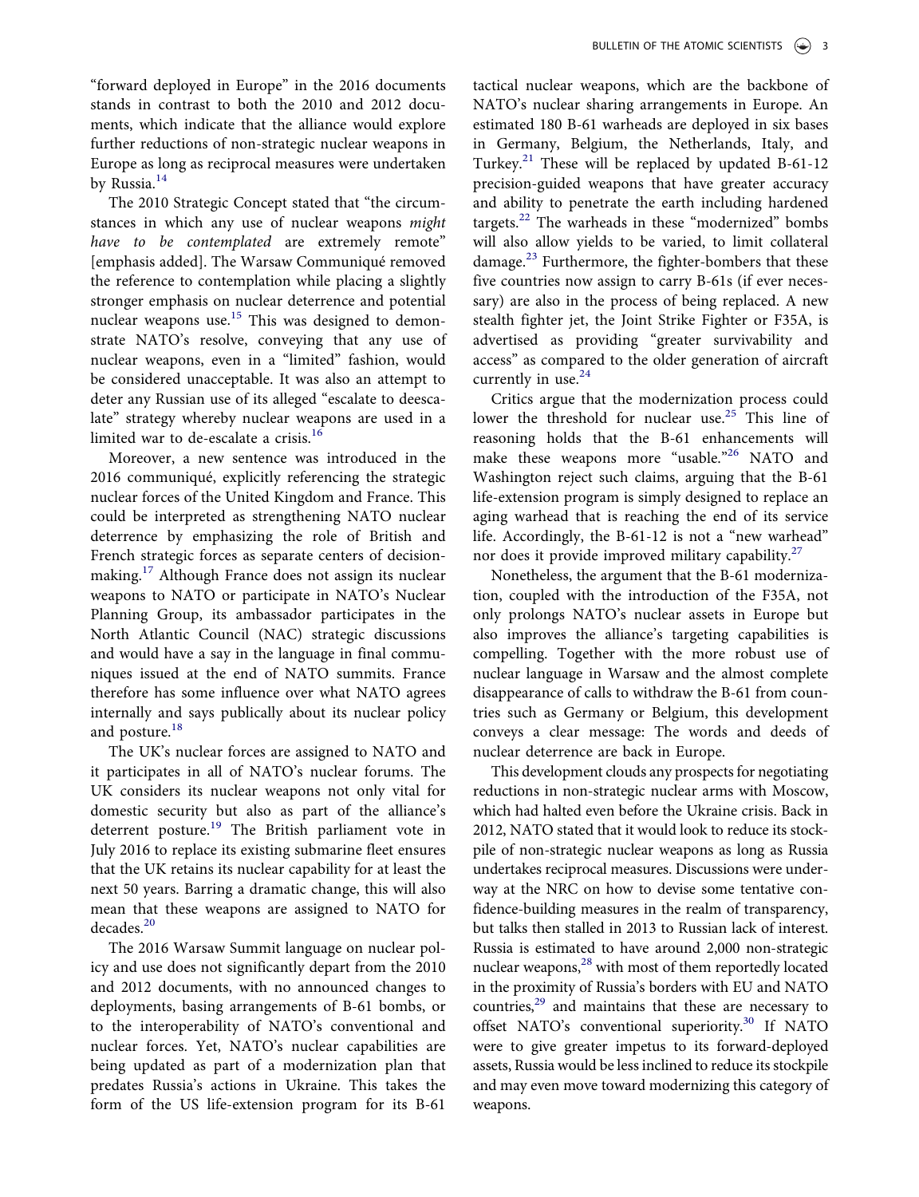"forward deployed in Europe" in the 2016 documents stands in contrast to both the 2010 and 2012 documents, which indicate that the alliance would explore further reductions of non-strategic nuclear weapons in Europe as long as reciprocal measures were undertaken by Russia.[14]

The 2010 Strategic Concept stated that "the circumstances in which any use of nuclear weapons *might have to be contemplated* are extremely remote" [emphasis added]. The Warsaw Communiqué removed the reference to contemplation while placing a slightly stronger emphasis on nuclear deterrence and potential nuclear weapons use.[15] This was designed to demonstrate NATO's resolve, conveying that any use of nuclear weapons, even in a "limited" fashion, would be considered unacceptable. It was also an attempt to deter any Russian use of its alleged "escalate to deescalate" strategy whereby nuclear weapons are used in a limited war to de-escalate a crisis.[16]

Moreover, a new sentence was introduced in the 2016 communiqué, explicitly referencing the strategic nuclear forces of the United Kingdom and France. This could be interpreted as strengthening NATO nuclear deterrence by emphasizing the role of British and French strategic forces as separate centers of decision-making.[17] Although France does not assign its nuclear weapons to NATO or participate in NATO's Nuclear Planning Group, its ambassador participates in the North Atlantic Council (NAC) strategic discussions and would have a say in the language in final communiques issued at the end of NATO summits. France therefore has some influence over what NATO agrees internally and says publically about its nuclear policy and posture.[18]

The UK's nuclear forces are assigned to NATO and it participates in all of NATO's nuclear forums. The UK considers its nuclear weapons not only vital for domestic security but also as part of the alliance's deterrent posture.[19] The British parliament vote in July 2016 to replace its existing submarine fleet ensures that the UK retains its nuclear capability for at least the next 50 years. Barring a dramatic change, this will also mean that these weapons are assigned to NATO for decades.[20]

The 2016 Warsaw Summit language on nuclear policy and use does not significantly depart from the 2010 and 2012 documents, with no announced changes to deployments, basing arrangements of B-61 bombs, or to the interoperability of NATO's conventional and nuclear forces. Yet, NATO's nuclear capabilities are being updated as part of a modernization plan that predates Russia's actions in Ukraine. This takes the form of the US life-extension program for its B-61 tactical nuclear weapons, which are the backbone of NATO's nuclear sharing arrangements in Europe. An estimated 180 B-61 warheads are deployed in six bases in Germany, Belgium, the Netherlands, Italy, and Turkey.[21] These will be replaced by updated B-61-12 precision-guided weapons that have greater accuracy and ability to penetrate the earth including hardened targets.[22] The warheads in these "modernized" bombs will also allow yields to be varied, to limit collateral damage.[23] Furthermore, the fighter-bombers that these five countries now assign to carry B-61s (if ever necessary) are also in the process of being replaced. A new stealth fighter jet, the Joint Strike Fighter or F35A, is advertised as providing "greater survivability and access" as compared to the older generation of aircraft currently in use.[24]

Critics argue that the modernization process could lower the threshold for nuclear use.[25] This line of reasoning holds that the B-61 enhancements will make these weapons more "usable."[26] NATO and Washington reject such claims, arguing that the B-61 life-extension program is simply designed to replace an aging warhead that is reaching the end of its service life. Accordingly, the B-61-12 is not a "new warhead" nor does it provide improved military capability.[27]

Nonetheless, the argument that the B-61 modernization, coupled with the introduction of the F35A, not only prolongs NATO's nuclear assets in Europe but also improves the alliance's targeting capabilities is compelling. Together with the more robust use of nuclear language in Warsaw and the almost complete disappearance of calls to withdraw the B-61 from countries such as Germany or Belgium, this development conveys a clear message: The words and deeds of nuclear deterrence are back in Europe.

This development clouds any prospects for negotiating reductions in non-strategic nuclear arms with Moscow, which had halted even before the Ukraine crisis. Back in 2012, NATO stated that it would look to reduce its stockpile of non-strategic nuclear weapons as long as Russia undertakes reciprocal measures. Discussions were underway at the NRC on how to devise some tentative confidence-building measures in the realm of transparency, but talks then stalled in 2013 to Russian lack of interest. Russia is estimated to have around 2,000 non-strategic nuclear weapons,[28] with most of them reportedly located in the proximity of Russia's borders with EU and NATO countries,[29] and maintains that these are necessary to offset NATO's conventional superiority.[30] If NATO were to give greater impetus to its forward-deployed assets, Russia would be less inclined to reduce its stockpile and may even move toward modernizing this category of weapons.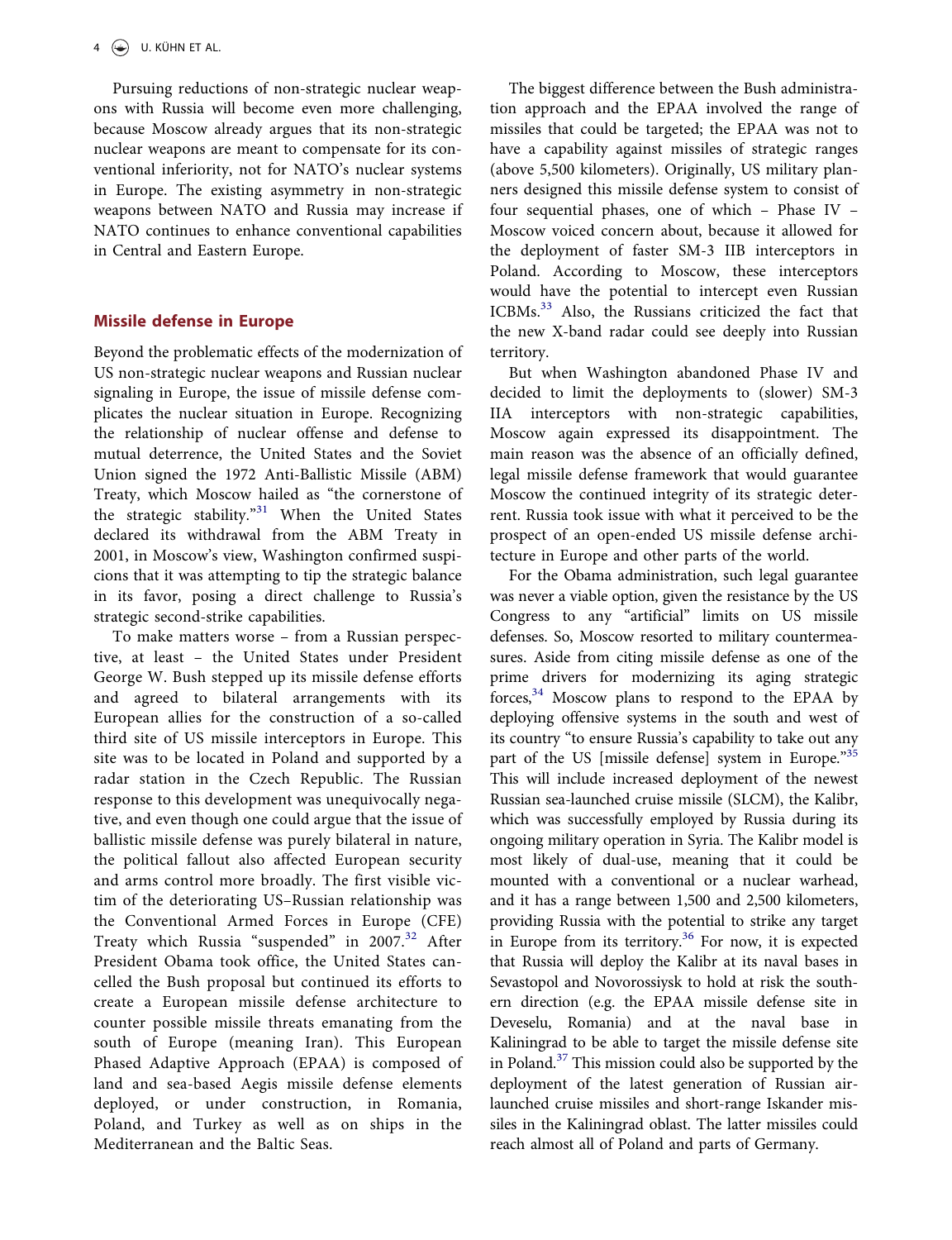Pursuing reductions of non-strategic nuclear weapons with Russia will become even more challenging, because Moscow already argues that its non-strategic nuclear weapons are meant to compensate for its conventional inferiority, not for NATO's nuclear systems in Europe. The existing asymmetry in non-strategic weapons between NATO and Russia may increase if NATO continues to enhance conventional capabilities in Central and Eastern Europe.

## Missile defense in Europe

Beyond the problematic effects of the modernization of US non-strategic nuclear weapons and Russian nuclear signaling in Europe, the issue of missile defense complicates the nuclear situation in Europe. Recognizing the relationship of nuclear offense and defense to mutual deterrence, the United States and the Soviet Union signed the 1972 Anti-Ballistic Missile (ABM) Treaty, which Moscow hailed as "the cornerstone of the strategic stability."[31] When the United States declared its withdrawal from the ABM Treaty in 2001, in Moscow's view, Washington confirmed suspicions that it was attempting to tip the strategic balance in its favor, posing a direct challenge to Russia's strategic second-strike capabilities.

To make matters worse – from a Russian perspective, at least – the United States under President George W. Bush stepped up its missile defense efforts and agreed to bilateral arrangements with its European allies for the construction of a so-called third site of US missile interceptors in Europe. This site was to be located in Poland and supported by a radar station in the Czech Republic. The Russian response to this development was unequivocally negative, and even though one could argue that the issue of ballistic missile defense was purely bilateral in nature, the political fallout also affected European security and arms control more broadly. The first visible victim of the deteriorating US–Russian relationship was the Conventional Armed Forces in Europe (CFE) Treaty which Russia "suspended" in 2007.[32] After President Obama took office, the United States cancelled the Bush proposal but continued its efforts to create a European missile defense architecture to counter possible missile threats emanating from the south of Europe (meaning Iran). This European Phased Adaptive Approach (EPAA) is composed of land and sea-based Aegis missile defense elements deployed, or under construction, in Romania, Poland, and Turkey as well as on ships in the Mediterranean and the Baltic Seas.

The biggest difference between the Bush administration approach and the EPAA involved the range of missiles that could be targeted; the EPAA was not to have a capability against missiles of strategic ranges (above 5,500 kilometers). Originally, US military planners designed this missile defense system to consist of four sequential phases, one of which – Phase IV – Moscow voiced concern about, because it allowed for the deployment of faster SM-3 IIB interceptors in Poland. According to Moscow, these interceptors would have the potential to intercept even Russian ICBMs.[33] Also, the Russians criticized the fact that the new X-band radar could see deeply into Russian territory.

But when Washington abandoned Phase IV and decided to limit the deployments to (slower) SM-3 IIA interceptors with non-strategic capabilities, Moscow again expressed its disappointment. The main reason was the absence of an officially defined, legal missile defense framework that would guarantee Moscow the continued integrity of its strategic deterrent. Russia took issue with what it perceived to be the prospect of an open-ended US missile defense architecture in Europe and other parts of the world.

For the Obama administration, such legal guarantee was never a viable option, given the resistance by the US Congress to any "artificial" limits on US missile defenses. So, Moscow resorted to military countermeasures. Aside from citing missile defense as one of the prime drivers for modernizing its aging strategic forces,[34] Moscow plans to respond to the EPAA by deploying offensive systems in the south and west of its country "to ensure Russia's capability to take out any part of the US [missile defense] system in Europe."[35] This will include increased deployment of the newest Russian sea-launched cruise missile (SLCM), the Kalibr, which was successfully employed by Russia during its ongoing military operation in Syria. The Kalibr model is most likely of dual-use, meaning that it could be mounted with a conventional or a nuclear warhead, and it has a range between 1,500 and 2,500 kilometers, providing Russia with the potential to strike any target in Europe from its territory.[36] For now, it is expected that Russia will deploy the Kalibr at its naval bases in Sevastopol and Novorossiysk to hold at risk the southern direction (e.g. the EPAA missile defense site in Deveselu, Romania) and at the naval base in Kaliningrad to be able to target the missile defense site in Poland.[37] This mission could also be supported by the deployment of the latest generation of Russian air-launched cruise missiles and short-range Iskander missiles in the Kaliningrad oblast. The latter missiles could reach almost all of Poland and parts of Germany.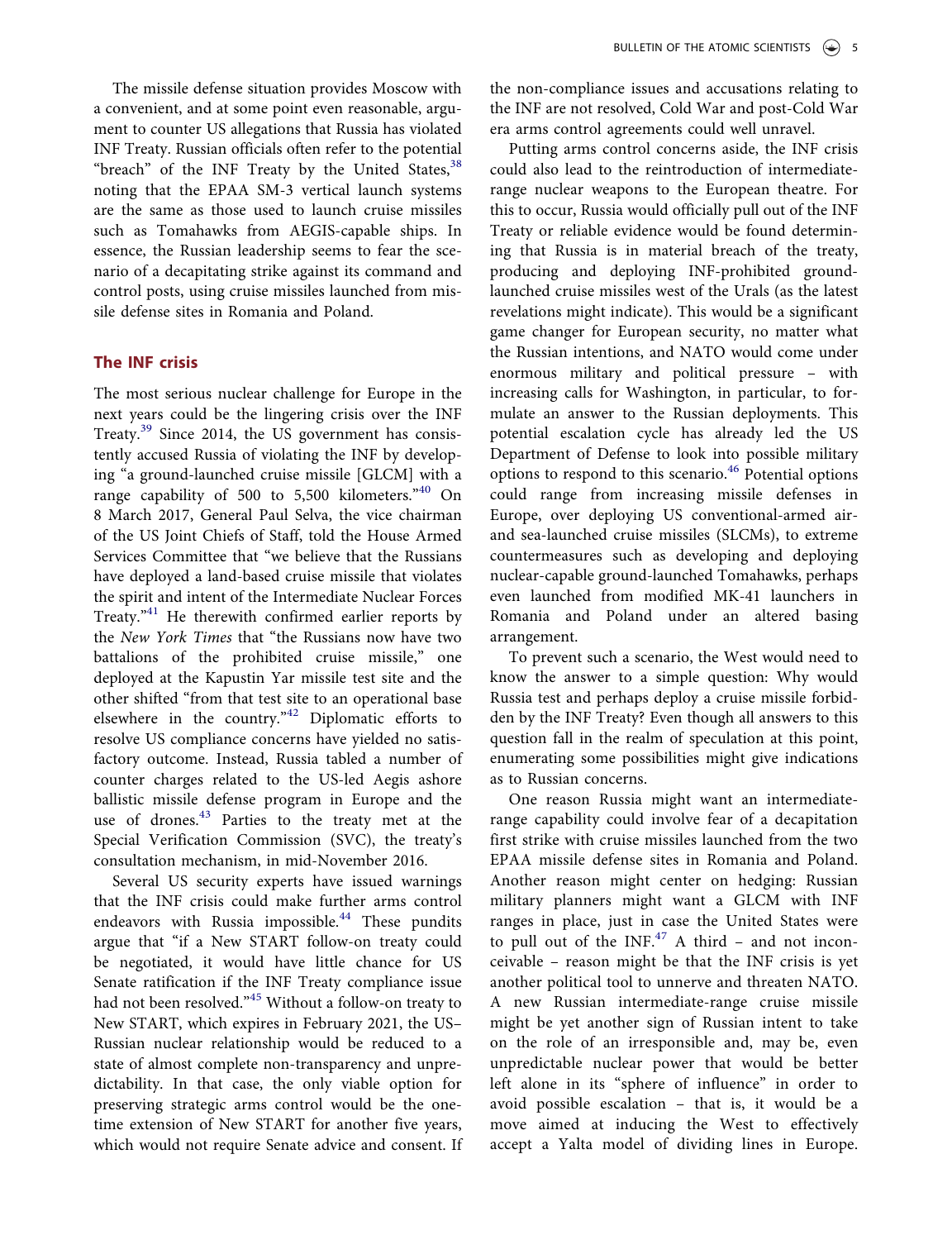The missile defense situation provides Moscow with a convenient, and at some point even reasonable, argument to counter US allegations that Russia has violated INF Treaty. Russian officials often refer to the potential "breach" of the INF Treaty by the United States,[38] noting that the EPAA SM-3 vertical launch systems are the same as those used to launch cruise missiles such as Tomahawks from AEGIS-capable ships. In essence, the Russian leadership seems to fear the scenario of a decapitating strike against its command and control posts, using cruise missiles launched from missile defense sites in Romania and Poland.

## The INF crisis

The most serious nuclear challenge for Europe in the next years could be the lingering crisis over the INF Treaty.[39] Since 2014, the US government has consistently accused Russia of violating the INF by developing "a ground-launched cruise missile [GLCM] with a range capability of 500 to 5,500 kilometers."[40] On 8 March 2017, General Paul Selva, the vice chairman of the US Joint Chiefs of Staff, told the House Armed Services Committee that "we believe that the Russians have deployed a land-based cruise missile that violates the spirit and intent of the Intermediate Nuclear Forces Treaty."[41] He therewith confirmed earlier reports by the *New York Times* that "the Russians now have two battalions of the prohibited cruise missile," one deployed at the Kapustin Yar missile test site and the other shifted "from that test site to an operational base elsewhere in the country."[42] Diplomatic efforts to resolve US compliance concerns have yielded no satisfactory outcome. Instead, Russia tabled a number of counter charges related to the US-led Aegis ashore ballistic missile defense program in Europe and the use of drones.[43] Parties to the treaty met at the Special Verification Commission (SVC), the treaty's consultation mechanism, in mid-November 2016.

Several US security experts have issued warnings that the INF crisis could make further arms control endeavors with Russia impossible.[44] These pundits argue that "if a New START follow-on treaty could be negotiated, it would have little chance for US Senate ratification if the INF Treaty compliance issue had not been resolved."[45] Without a follow-on treaty to New START, which expires in February 2021, the US–Russian nuclear relationship would be reduced to a state of almost complete non-transparency and unpredictability. In that case, the only viable option for preserving strategic arms control would be the one-time extension of New START for another five years, which would not require Senate advice and consent. If the non-compliance issues and accusations relating to the INF are not resolved, Cold War and post-Cold War era arms control agreements could well unravel.

Putting arms control concerns aside, the INF crisis could also lead to the reintroduction of intermediate-range nuclear weapons to the European theatre. For this to occur, Russia would officially pull out of the INF Treaty or reliable evidence would be found determining that Russia is in material breach of the treaty, producing and deploying INF-prohibited ground-launched cruise missiles west of the Urals (as the latest revelations might indicate). This would be a significant game changer for European security, no matter what the Russian intentions, and NATO would come under enormous military and political pressure – with increasing calls for Washington, in particular, to formulate an answer to the Russian deployments. This potential escalation cycle has already led the US Department of Defense to look into possible military options to respond to this scenario.[46] Potential options could range from increasing missile defenses in Europe, over deploying US conventional-armed air- and sea-launched cruise missiles (SLCMs), to extreme countermeasures such as developing and deploying nuclear-capable ground-launched Tomahawks, perhaps even launched from modified MK-41 launchers in Romania and Poland under an altered basing arrangement.

To prevent such a scenario, the West would need to know the answer to a simple question: Why would Russia test and perhaps deploy a cruise missile forbidden by the INF Treaty? Even though all answers to this question fall in the realm of speculation at this point, enumerating some possibilities might give indications as to Russian concerns.

One reason Russia might want an intermediate-range capability could involve fear of a decapitation first strike with cruise missiles launched from the two EPAA missile defense sites in Romania and Poland. Another reason might center on hedging: Russian military planners might want a GLCM with INF ranges in place, just in case the United States were to pull out of the INF.[47] A third – and not inconceivable – reason might be that the INF crisis is yet another political tool to unnerve and threaten NATO. A new Russian intermediate-range cruise missile might be yet another sign of Russian intent to take on the role of an irresponsible and, may be, even unpredictable nuclear power that would be better left alone in its "sphere of influence" in order to avoid possible escalation – that is, it would be a move aimed at inducing the West to effectively accept a Yalta model of dividing lines in Europe.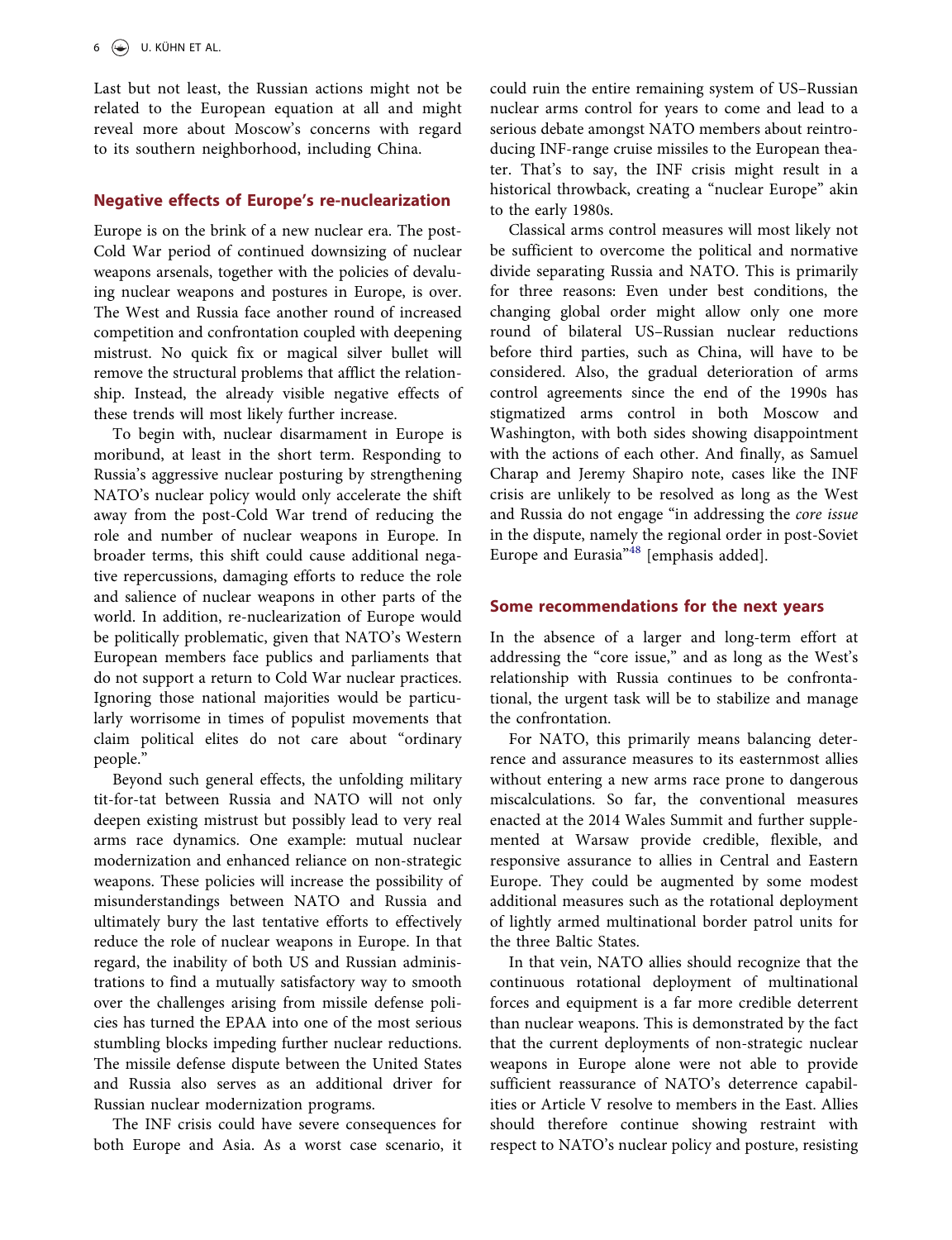Last but not least, the Russian actions might not be related to the European equation at all and might reveal more about Moscow's concerns with regard to its southern neighborhood, including China.

## Negative effects of Europe's re-nuclearization

Europe is on the brink of a new nuclear era. The post-Cold War period of continued downsizing of nuclear weapons arsenals, together with the policies of devaluing nuclear weapons and postures in Europe, is over. The West and Russia face another round of increased competition and confrontation coupled with deepening mistrust. No quick fix or magical silver bullet will remove the structural problems that afflict the relationship. Instead, the already visible negative effects of these trends will most likely further increase.

To begin with, nuclear disarmament in Europe is moribund, at least in the short term. Responding to Russia's aggressive nuclear posturing by strengthening NATO's nuclear policy would only accelerate the shift away from the post-Cold War trend of reducing the role and number of nuclear weapons in Europe. In broader terms, this shift could cause additional negative repercussions, damaging efforts to reduce the role and salience of nuclear weapons in other parts of the world. In addition, re-nuclearization of Europe would be politically problematic, given that NATO's Western European members face publics and parliaments that do not support a return to Cold War nuclear practices. Ignoring those national majorities would be particularly worrisome in times of populist movements that claim political elites do not care about "ordinary people."

Beyond such general effects, the unfolding military tit-for-tat between Russia and NATO will not only deepen existing mistrust but possibly lead to very real arms race dynamics. One example: mutual nuclear modernization and enhanced reliance on non-strategic weapons. These policies will increase the possibility of misunderstandings between NATO and Russia and ultimately bury the last tentative efforts to effectively reduce the role of nuclear weapons in Europe. In that regard, the inability of both US and Russian administrations to find a mutually satisfactory way to smooth over the challenges arising from missile defense policies has turned the EPAA into one of the most serious stumbling blocks impeding further nuclear reductions. The missile defense dispute between the United States and Russia also serves as an additional driver for Russian nuclear modernization programs.

The INF crisis could have severe consequences for both Europe and Asia. As a worst case scenario, it could ruin the entire remaining system of US–Russian nuclear arms control for years to come and lead to a serious debate amongst NATO members about reintroducing INF-range cruise missiles to the European theater. That's to say, the INF crisis might result in a historical throwback, creating a "nuclear Europe" akin to the early 1980s.

Classical arms control measures will most likely not be sufficient to overcome the political and normative divide separating Russia and NATO. This is primarily for three reasons: Even under best conditions, the changing global order might allow only one more round of bilateral US–Russian nuclear reductions before third parties, such as China, will have to be considered. Also, the gradual deterioration of arms control agreements since the end of the 1990s has stigmatized arms control in both Moscow and Washington, with both sides showing disappointment with the actions of each other. And finally, as Samuel Charap and Jeremy Shapiro note, cases like the INF crisis are unlikely to be resolved as long as the West and Russia do not engage "in addressing the *core issue* in the dispute, namely the regional order in post-Soviet Europe and Eurasia"[48] [emphasis added].

## Some recommendations for the next years

In the absence of a larger and long-term effort at addressing the "core issue," and as long as the West's relationship with Russia continues to be confrontational, the urgent task will be to stabilize and manage the confrontation.

For NATO, this primarily means balancing deterrence and assurance measures to its easternmost allies without entering a new arms race prone to dangerous miscalculations. So far, the conventional measures enacted at the 2014 Wales Summit and further supplemented at Warsaw provide credible, flexible, and responsive assurance to allies in Central and Eastern Europe. They could be augmented by some modest additional measures such as the rotational deployment of lightly armed multinational border patrol units for the three Baltic States.

In that vein, NATO allies should recognize that the continuous rotational deployment of multinational forces and equipment is a far more credible deterrent than nuclear weapons. This is demonstrated by the fact that the current deployments of non-strategic nuclear weapons in Europe alone were not able to provide sufficient reassurance of NATO's deterrence capabilities or Article V resolve to members in the East. Allies should therefore continue showing restraint with respect to NATO's nuclear policy and posture, resisting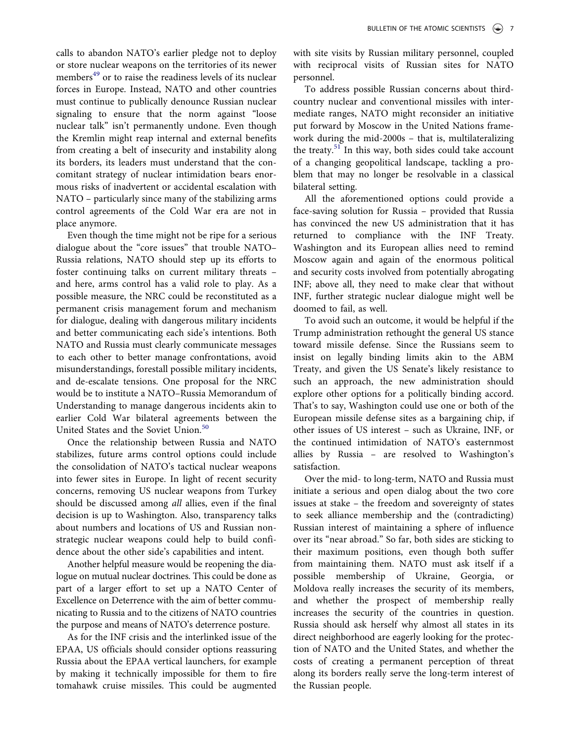calls to abandon NATO's earlier pledge not to deploy or store nuclear weapons on the territories of its newer members[49] or to raise the readiness levels of its nuclear forces in Europe. Instead, NATO and other countries must continue to publically denounce Russian nuclear signaling to ensure that the norm against "loose nuclear talk" isn't permanently undone. Even though the Kremlin might reap internal and external benefits from creating a belt of insecurity and instability along its borders, its leaders must understand that the concomitant strategy of nuclear intimidation bears enormous risks of inadvertent or accidental escalation with NATO – particularly since many of the stabilizing arms control agreements of the Cold War era are not in place anymore.

Even though the time might not be ripe for a serious dialogue about the "core issues" that trouble NATO–Russia relations, NATO should step up its efforts to foster continuing talks on current military threats – and here, arms control has a valid role to play. As a possible measure, the NRC could be reconstituted as a permanent crisis management forum and mechanism for dialogue, dealing with dangerous military incidents and better communicating each side's intentions. Both NATO and Russia must clearly communicate messages to each other to better manage confrontations, avoid misunderstandings, forestall possible military incidents, and de-escalate tensions. One proposal for the NRC would be to institute a NATO–Russia Memorandum of Understanding to manage dangerous incidents akin to earlier Cold War bilateral agreements between the United States and the Soviet Union.[50]

Once the relationship between Russia and NATO stabilizes, future arms control options could include the consolidation of NATO's tactical nuclear weapons into fewer sites in Europe. In light of recent security concerns, removing US nuclear weapons from Turkey should be discussed among *all* allies, even if the final decision is up to Washington. Also, transparency talks about numbers and locations of US and Russian non-strategic nuclear weapons could help to build confidence about the other side's capabilities and intent.

Another helpful measure would be reopening the dialogue on mutual nuclear doctrines. This could be done as part of a larger effort to set up a NATO Center of Excellence on Deterrence with the aim of better communicating to Russia and to the citizens of NATO countries the purpose and means of NATO's deterrence posture.

As for the INF crisis and the interlinked issue of the EPAA, US officials should consider options reassuring Russia about the EPAA vertical launchers, for example by making it technically impossible for them to fire tomahawk cruise missiles. This could be augmented with site visits by Russian military personnel, coupled with reciprocal visits of Russian sites for NATO personnel.

To address possible Russian concerns about third-country nuclear and conventional missiles with intermediate ranges, NATO might reconsider an initiative put forward by Moscow in the United Nations framework during the mid-2000s – that is, multilateralizing the treaty.[51] In this way, both sides could take account of a changing geopolitical landscape, tackling a problem that may no longer be resolvable in a classical bilateral setting.

All the aforementioned options could provide a face-saving solution for Russia – provided that Russia has convinced the new US administration that it has returned to compliance with the INF Treaty. Washington and its European allies need to remind Moscow again and again of the enormous political and security costs involved from potentially abrogating INF; above all, they need to make clear that without INF, further strategic nuclear dialogue might well be doomed to fail, as well.

To avoid such an outcome, it would be helpful if the Trump administration rethought the general US stance toward missile defense. Since the Russians seem to insist on legally binding limits akin to the ABM Treaty, and given the US Senate's likely resistance to such an approach, the new administration should explore other options for a politically binding accord. That's to say, Washington could use one or both of the European missile defense sites as a bargaining chip, if other issues of US interest – such as Ukraine, INF, or the continued intimidation of NATO's easternmost allies by Russia – are resolved to Washington's satisfaction.

Over the mid- to long-term, NATO and Russia must initiate a serious and open dialog about the two core issues at stake – the freedom and sovereignty of states to seek alliance membership and the (contradicting) Russian interest of maintaining a sphere of influence over its "near abroad." So far, both sides are sticking to their maximum positions, even though both suffer from maintaining them. NATO must ask itself if a possible membership of Ukraine, Georgia, or Moldova really increases the security of its members, and whether the prospect of membership really increases the security of the countries in question. Russia should ask herself why almost all states in its direct neighborhood are eagerly looking for the protection of NATO and the United States, and whether the costs of creating a permanent perception of threat along its borders really serve the long-term interest of the Russian people.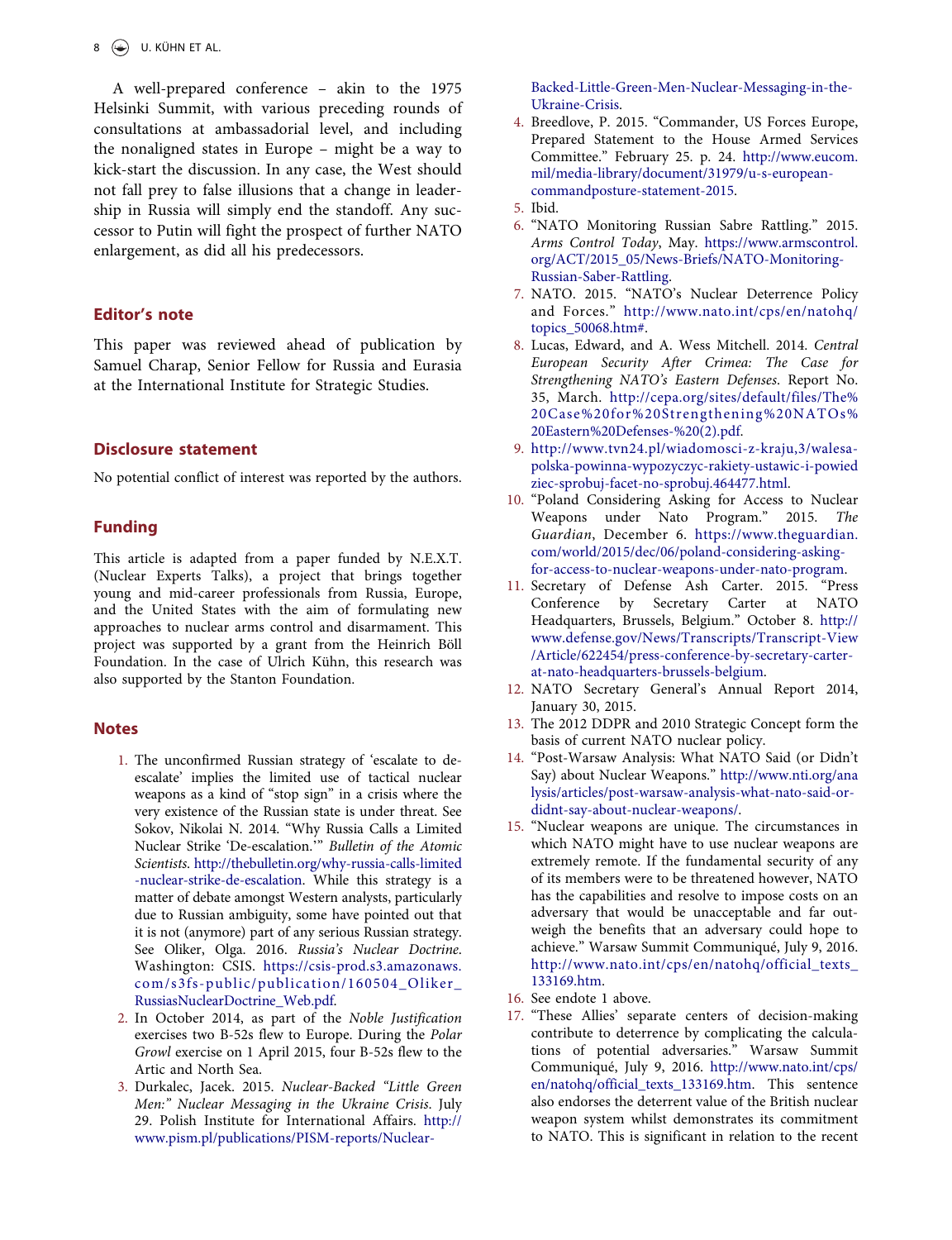A well-prepared conference – akin to the 1975 Helsinki Summit, with various preceding rounds of consultations at ambassadorial level, and including the nonaligned states in Europe – might be a way to kick-start the discussion. In any case, the West should not fall prey to false illusions that a change in leadership in Russia will simply end the standoff. Any successor to Putin will fight the prospect of further NATO enlargement, as did all his predecessors.

## Editor's note

This paper was reviewed ahead of publication by Samuel Charap, Senior Fellow for Russia and Eurasia at the International Institute for Strategic Studies.

## Disclosure statement

No potential conflict of interest was reported by the authors.

## Funding

This article is adapted from a paper funded by N.E.X.T. (Nuclear Experts Talks), a project that brings together young and mid-career professionals from Russia, Europe, and the United States with the aim of formulating new approaches to nuclear arms control and disarmament. This project was supported by a grant from the Heinrich Böll Foundation. In the case of Ulrich Kühn, this research was also supported by the Stanton Foundation.

## Notes

1. The unconfirmed Russian strategy of 'escalate to de-escalate' implies the limited use of tactical nuclear weapons as a kind of "stop sign" in a crisis where the very existence of the Russian state is under threat. See Sokov, Nikolai N. 2014. "Why Russia Calls a Limited Nuclear Strike 'De-escalation.'" *Bulletin of the Atomic Scientists*. http://thebulletin.org/why-russia-calls-limited-nuclear-strike-de-escalation. While this strategy is a matter of debate amongst Western analysts, particularly due to Russian ambiguity, some have pointed out that it is not (anymore) part of any serious Russian strategy. See Oliker, Olga. 2016. *Russia's Nuclear Doctrine*. Washington: CSIS. https://csis-prod.s3.amazonaws.com/s3fs-public/publication/160504_Oliker_RussiasNuclearDoctrine_Web.pdf.
2. In October 2014, as part of the *Noble Justification* exercises two B-52s flew to Europe. During the *Polar Growl* exercise on 1 April 2015, four B-52s flew to the Artic and North Sea.
3. Durkalec, Jacek. 2015. *Nuclear-Backed "Little Green Men:" Nuclear Messaging in the Ukraine Crisis*. July 29. Polish Institute for International Affairs. http://www.pism.pl/publications/PISM-reports/Nuclear-Backed-Little-Green-Men-Nuclear-Messaging-in-the-Ukraine-Crisis.
4. Breedlove, P. 2015. "Commander, US Forces Europe, Prepared Statement to the House Armed Services Committee." February 25. p. 24. http://www.eucom.mil/media-library/document/31979/u-s-european-commandposture-statement-2015.
5. Ibid.
6. "NATO Monitoring Russian Sabre Rattling." 2015. *Arms Control Today*, May. https://www.armscontrol.org/ACT/2015_05/News-Briefs/NATO-Monitoring-Russian-Saber-Rattling.
7. NATO. 2015. "NATO's Nuclear Deterrence Policy and Forces." http://www.nato.int/cps/en/natohq/topics_50068.htm#.
8. Lucas, Edward, and A. Wess Mitchell. 2014. *Central European Security After Crimea: The Case for Strengthening NATO's Eastern Defenses*. Report No. 35, March. http://cepa.org/sites/default/files/The%20Case%20for%20Strengthening%20NATOs%20Eastern%20Defenses-%20(2).pdf.
9. http://www.tvn24.pl/wiadomosci-z-kraju,3/walesa-polska-powinna-wypozyczyc-rakiety-ustawic-i-powiedziec-sprobuj-facet-no-sprobuj.464477.html.
10. "Poland Considering Asking for Access to Nuclear Weapons under Nato Program." 2015. *The Guardian*, December 6. https://www.theguardian.com/world/2015/dec/06/poland-considering-asking-for-access-to-nuclear-weapons-under-nato-program.
11. Secretary of Defense Ash Carter. 2015. "Press Conference by Secretary Carter at NATO Headquarters, Brussels, Belgium." October 8. http://www.defense.gov/News/Transcripts/Transcript-View/Article/622454/press-conference-by-secretary-carter-at-nato-headquarters-brussels-belgium.
12. NATO Secretary General's Annual Report 2014, January 30, 2015.
13. The 2012 DDPR and 2010 Strategic Concept form the basis of current NATO nuclear policy.
14. "Post-Warsaw Analysis: What NATO Said (or Didn't Say) about Nuclear Weapons." http://www.nti.org/analysis/articles/post-warsaw-analysis-what-nato-said-or-didnt-say-about-nuclear-weapons/.
15. "Nuclear weapons are unique. The circumstances in which NATO might have to use nuclear weapons are extremely remote. If the fundamental security of any of its members were to be threatened however, NATO has the capabilities and resolve to impose costs on an adversary that would be unacceptable and far outweigh the benefits that an adversary could hope to achieve." Warsaw Summit Communiqué, July 9, 2016. http://www.nato.int/cps/en/natohq/official_texts_133169.htm.
16. See endote 1 above.
17. "These Allies' separate centers of decision-making contribute to deterrence by complicating the calculations of potential adversaries." Warsaw Summit Communiqué, July 9, 2016. http://www.nato.int/cps/en/natohq/official_texts_133169.htm. This sentence also endorses the deterrent value of the British nuclear weapon system whilst demonstrates its commitment to NATO. This is significant in relation to the recent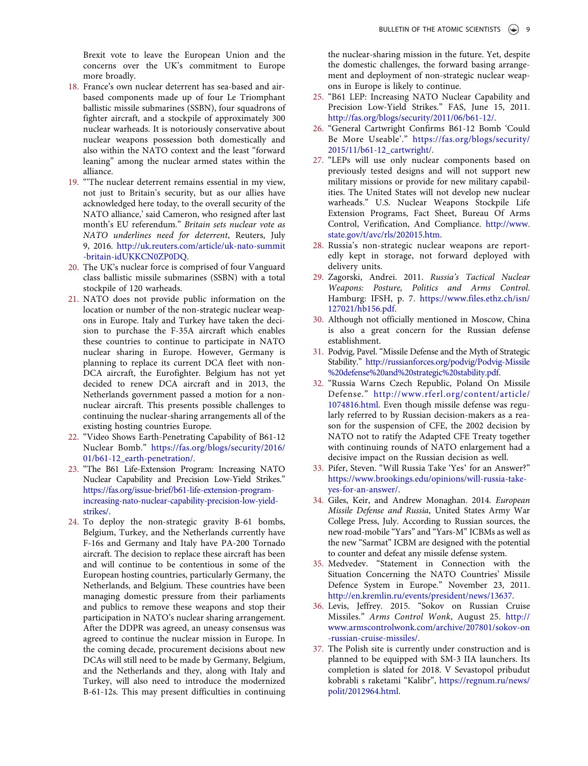Brexit vote to leave the European Union and the concerns over the UK's commitment to Europe more broadly.

18. France's own nuclear deterrent has sea-based and air-based components made up of four Le Triomphant ballistic missile submarines (SSBN), four squadrons of fighter aircraft, and a stockpile of approximately 300 nuclear warheads. It is notoriously conservative about nuclear weapons possession both domestically and also within the NATO context and the least "forward leaning" among the nuclear armed states within the alliance.
19. "'The nuclear deterrent remains essential in my view, not just to Britain's security, but as our allies have acknowledged here today, to the overall security of the NATO alliance,' said Cameron, who resigned after last month's EU referendum." *Britain sets nuclear vote as NATO underlines need for deterrent*, Reuters, July 9, 2016. http://uk.reuters.com/article/uk-nato-summit-britain-idUKKCN0ZP0DQ.
20. The UK's nuclear force is comprised of four Vanguard class ballistic missile submarines (SSBN) with a total stockpile of 120 warheads.
21. NATO does not provide public information on the location or number of the non-strategic nuclear weapons in Europe. Italy and Turkey have taken the decision to purchase the F-35A aircraft which enables these countries to continue to participate in NATO nuclear sharing in Europe. However, Germany is planning to replace its current DCA fleet with non-DCA aircraft, the Eurofighter. Belgium has not yet decided to renew DCA aircraft and in 2013, the Netherlands government passed a motion for a non-nuclear aircraft. This presents possible challenges to continuing the nuclear-sharing arrangements all of the existing hosting countries Europe.
22. "Video Shows Earth-Penetrating Capability of B61-12 Nuclear Bomb." https://fas.org/blogs/security/2016/01/b61-12_earth-penetration/.
23. "The B61 Life-Extension Program: Increasing NATO Nuclear Capability and Precision Low-Yield Strikes." https://fas.org/issue-brief/b61-life-extension-program-increasing-nato-nuclear-capability-precision-low-yield-strikes/.
24. To deploy the non-strategic gravity B-61 bombs, Belgium, Turkey, and the Netherlands currently have F-16s and Germany and Italy have PA-200 Tornado aircraft. The decision to replace these aircraft has been and will continue to be contentious in some of the European hosting countries, particularly Germany, the Netherlands, and Belgium. These countries have been managing domestic pressure from their parliaments and publics to remove these weapons and stop their participation in NATO's nuclear sharing arrangement. After the DDPR was agreed, an uneasy consensus was agreed to continue the nuclear mission in Europe. In the coming decade, procurement decisions about new DCAs will still need to be made by Germany, Belgium, and the Netherlands and they, along with Italy and Turkey, will also need to introduce the modernized B-61-12s. This may present difficulties in continuing the nuclear-sharing mission in the future. Yet, despite the domestic challenges, the forward basing arrangement and deployment of non-strategic nuclear weapons in Europe is likely to continue.
25. "B61 LEP: Increasing NATO Nuclear Capability and Precision Low-Yield Strikes." FAS, June 15, 2011. http://fas.org/blogs/security/2011/06/b61-12/.
26. "General Cartwright Confirms B61-12 Bomb 'Could Be More Useable'." https://fas.org/blogs/security/2015/11/b61-12_cartwright/.
27. "LEPs will use only nuclear components based on previously tested designs and will not support new military missions or provide for new military capabilities. The United States will not develop new nuclear warheads." U.S. Nuclear Weapons Stockpile Life Extension Programs, Fact Sheet, Bureau Of Arms Control, Verification, And Compliance. http://www.state.gov/t/avc/rls/202015.htm.
28. Russia's non-strategic nuclear weapons are reportedly kept in storage, not forward deployed with delivery units.
29. Zagorski, Andrei. 2011. *Russia's Tactical Nuclear Weapons: Posture, Politics and Arms Control*. Hamburg: IFSH, p. 7. https://www.files.ethz.ch/isn/127021/hb156.pdf.
30. Although not officially mentioned in Moscow, China is also a great concern for the Russian defense establishment.
31. Podvig, Pavel. "Missile Defense and the Myth of Strategic Stability." http://russianforces.org/podvig/Podvig-Missile%20defense%20and%20strategic%20stability.pdf.
32. "Russia Warns Czech Republic, Poland On Missile Defense." http://www.rferl.org/content/article/1074816.html. Even though missile defense was regularly referred to by Russian decision-makers as a reason for the suspension of CFE, the 2002 decision by NATO not to ratify the Adapted CFE Treaty together with continuing rounds of NATO enlargement had a decisive impact on the Russian decision as well.
33. Pifer, Steven. "Will Russia Take 'Yes' for an Answer?" https://www.brookings.edu/opinions/will-russia-take-yes-for-an-answer/.
34. Giles, Keir, and Andrew Monaghan. 2014. *European Missile Defense and Russia*, United States Army War College Press, July. According to Russian sources, the new road-mobile "Yars" and "Yars-M" ICBMs as well as the new "Sarmat" ICBM are designed with the potential to counter and defeat any missile defense system.
35. Medvedev. "Statement in Connection with the Situation Concerning the NATO Countries' Missile Defence System in Europe." November 23, 2011. http://en.kremlin.ru/events/president/news/13637.
36. Levis, Jeffrey. 2015. "Sokov on Russian Cruise Missiles." *Arms Control Wonk*, August 25. http://www.armscontrolwonk.com/archive/207801/sokov-on-russian-cruise-missiles/.
37. The Polish site is currently under construction and is planned to be equipped with SM-3 IIA launchers. Its completion is slated for 2018. V Sevastopol pribudut kobrabli s raketami "Kalibr", https://regnum.ru/news/polit/2012964.html.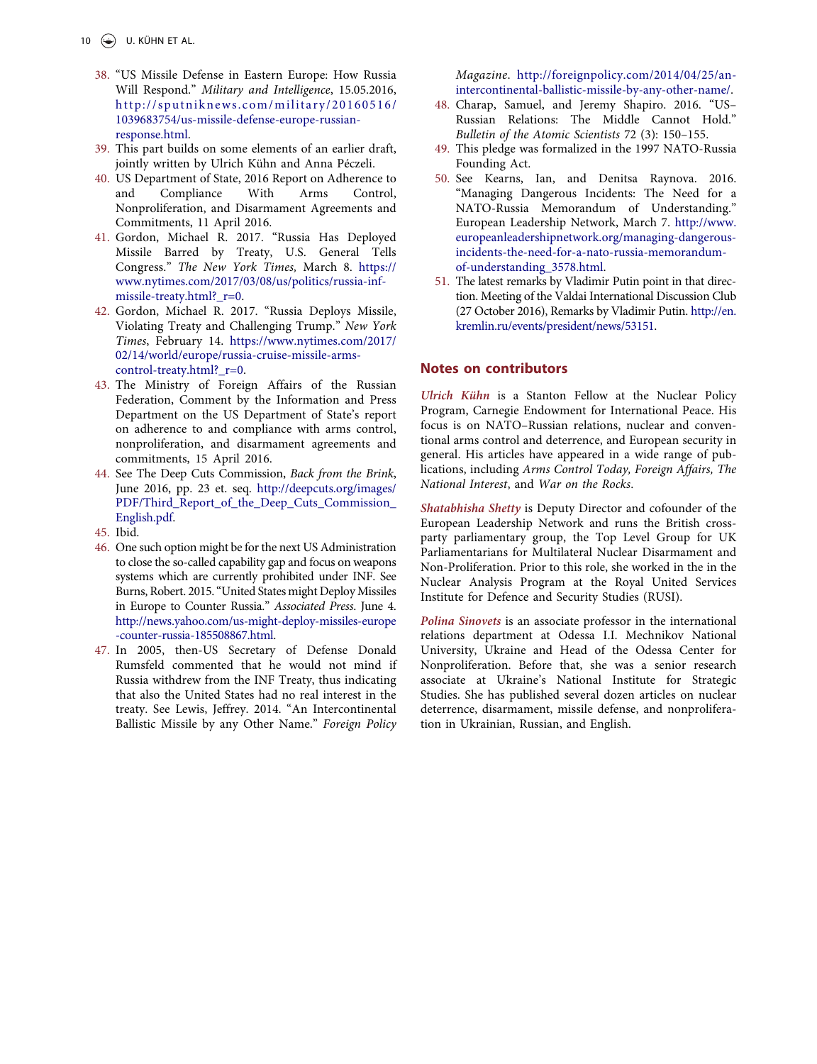38. "US Missile Defense in Eastern Europe: How Russia Will Respond." *Military and Intelligence*, 15.05.2016, http://sputniknews.com/military/20160516/1039683754/us-missile-defense-europe-russian-response.html.
39. This part builds on some elements of an earlier draft, jointly written by Ulrich Kühn and Anna Péczeli.
40. US Department of State, 2016 Report on Adherence to and Compliance With Arms Control, Nonproliferation, and Disarmament Agreements and Commitments, 11 April 2016.
41. Gordon, Michael R. 2017. "Russia Has Deployed Missile Barred by Treaty, U.S. General Tells Congress." *The New York Times,* March 8. https://www.nytimes.com/2017/03/08/us/politics/russia-inf-missile-treaty.html?_r=0.
42. Gordon, Michael R. 2017. "Russia Deploys Missile, Violating Treaty and Challenging Trump." *New York Times*, February 14. https://www.nytimes.com/2017/02/14/world/europe/russia-cruise-missile-arms-control-treaty.html?_r=0.
43. The Ministry of Foreign Affairs of the Russian Federation, Comment by the Information and Press Department on the US Department of State's report on adherence to and compliance with arms control, nonproliferation, and disarmament agreements and commitments, 15 April 2016.
44. See The Deep Cuts Commission, *Back from the Brink*, June 2016, pp. 23 et. seq. http://deepcuts.org/images/PDF/Third_Report_of_the_Deep_Cuts_Commission_English.pdf.
45. Ibid.
46. One such option might be for the next US Administration to close the so-called capability gap and focus on weapons systems which are currently prohibited under INF. See Burns, Robert. 2015. "United States might Deploy Missiles in Europe to Counter Russia." *Associated Press*. June 4. http://news.yahoo.com/us-might-deploy-missiles-europe-counter-russia-185508867.html.
47. In 2005, then-US Secretary of Defense Donald Rumsfeld commented that he would not mind if Russia withdrew from the INF Treaty, thus indicating that also the United States had no real interest in the treaty. See Lewis, Jeffrey. 2014. "An Intercontinental Ballistic Missile by any Other Name." *Foreign Policy Magazine*. http://foreignpolicy.com/2014/04/25/an-intercontinental-ballistic-missile-by-any-other-name/.
48. Charap, Samuel, and Jeremy Shapiro. 2016. "US–Russian Relations: The Middle Cannot Hold." *Bulletin of the Atomic Scientists* 72 (3): 150–155.
49. This pledge was formalized in the 1997 NATO-Russia Founding Act.
50. See Kearns, Ian, and Denitsa Raynova. 2016. "Managing Dangerous Incidents: The Need for a NATO-Russia Memorandum of Understanding." European Leadership Network, March 7. http://www.europeanleadershipnetwork.org/managing-dangerous-incidents-the-need-for-a-nato-russia-memorandum-of-understanding_3578.html.
51. The latest remarks by Vladimir Putin point in that direction. Meeting of the Valdai International Discussion Club (27 October 2016), Remarks by Vladimir Putin. http://en.kremlin.ru/events/president/news/53151.

## Notes on contributors

*Ulrich Kühn* is a Stanton Fellow at the Nuclear Policy Program, Carnegie Endowment for International Peace. His focus is on NATO–Russian relations, nuclear and conventional arms control and deterrence, and European security in general. His articles have appeared in a wide range of publications, including *Arms Control Today, Foreign Affairs, The National Interest*, and *War on the Rocks*.

*Shatabhisha Shetty* is Deputy Director and cofounder of the European Leadership Network and runs the British cross-party parliamentary group, the Top Level Group for UK Parliamentarians for Multilateral Nuclear Disarmament and Non-Proliferation. Prior to this role, she worked in the in the Nuclear Analysis Program at the Royal United Services Institute for Defence and Security Studies (RUSI).

*Polina Sinovets* is an associate professor in the international relations department at Odessa I.I. Mechnikov National University, Ukraine and Head of the Odessa Center for Nonproliferation. Before that, she was a senior research associate at Ukraine's National Institute for Strategic Studies. She has published several dozen articles on nuclear deterrence, disarmament, missile defense, and nonproliferation in Ukrainian, Russian, and English.